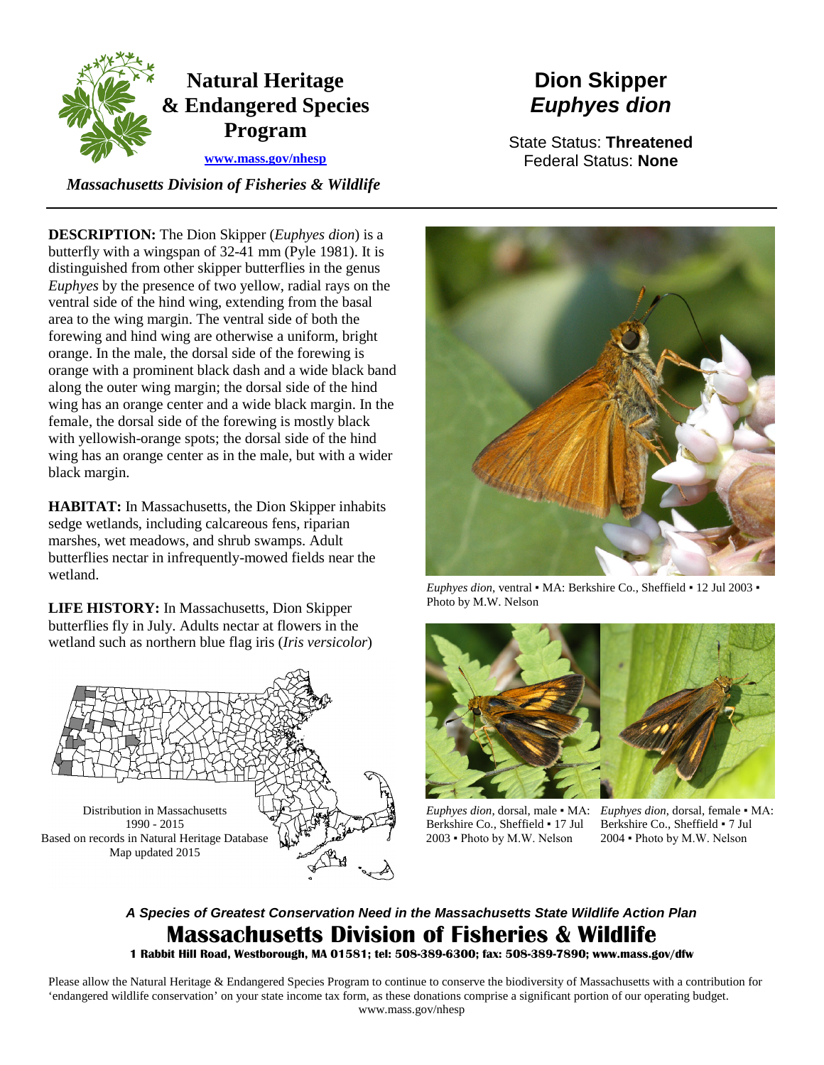# Natural Heritage & Endangered Species Program

www.mass.gov/nhesp

*Massachusetts Division of Fisheries & Wildlife*

# Dion Skipper
## *Euphyes dion*

State Status: **Threatened**
Federal Status: **None**

**DESCRIPTION:** The Dion Skipper (*Euphyes dion*) is a butterfly with a wingspan of 32-41 mm (Pyle 1981). It is distinguished from other skipper butterflies in the genus *Euphyes* by the presence of two yellow, radial rays on the ventral side of the hind wing, extending from the basal area to the wing margin. The ventral side of both the forewing and hind wing are otherwise a uniform, bright orange. In the male, the dorsal side of the forewing is orange with a prominent black dash and a wide black band along the outer wing margin; the dorsal side of the hind wing has an orange center and a wide black margin. In the female, the dorsal side of the forewing is mostly black with yellowish-orange spots; the dorsal side of the hind wing has an orange center as in the male, but with a wider black margin.

**HABITAT:** In Massachusetts, the Dion Skipper inhabits sedge wetlands, including calcareous fens, riparian marshes, wet meadows, and shrub swamps. Adult butterflies nectar in infrequently-mowed fields near the wetland.

**LIFE HISTORY:** In Massachusetts, Dion Skipper butterflies fly in July. Adults nectar at flowers in the wetland such as northern blue flag iris (*Iris versicolor*)

Distribution in Massachusetts
1990 - 2015
Based on records in Natural Heritage Database
Map updated 2015

*Euphyes dion*, ventral ▪ MA: Berkshire Co., Sheffield ▪ 12 Jul 2003 ▪ Photo by M.W. Nelson

*Euphyes dion*, dorsal, male ▪ MA: Berkshire Co., Sheffield ▪ 17 Jul 2003 ▪ Photo by M.W. Nelson

*Euphyes dion*, dorsal, female ▪ MA: Berkshire Co., Sheffield ▪ 7 Jul 2004 ▪ Photo by M.W. Nelson

***A Species of Greatest Conservation Need in the Massachusetts State Wildlife Action Plan***

**Massachusetts Division of Fisheries & Wildlife**

**1 Rabbit Hill Road, Westborough, MA 01581; tel: 508-389-6300; fax: 508-389-7890; www.mass.gov/dfw**

Please allow the Natural Heritage & Endangered Species Program to continue to conserve the biodiversity of Massachusetts with a contribution for 'endangered wildlife conservation' on your state income tax form, as these donations comprise a significant portion of our operating budget. www.mass.gov/nhesp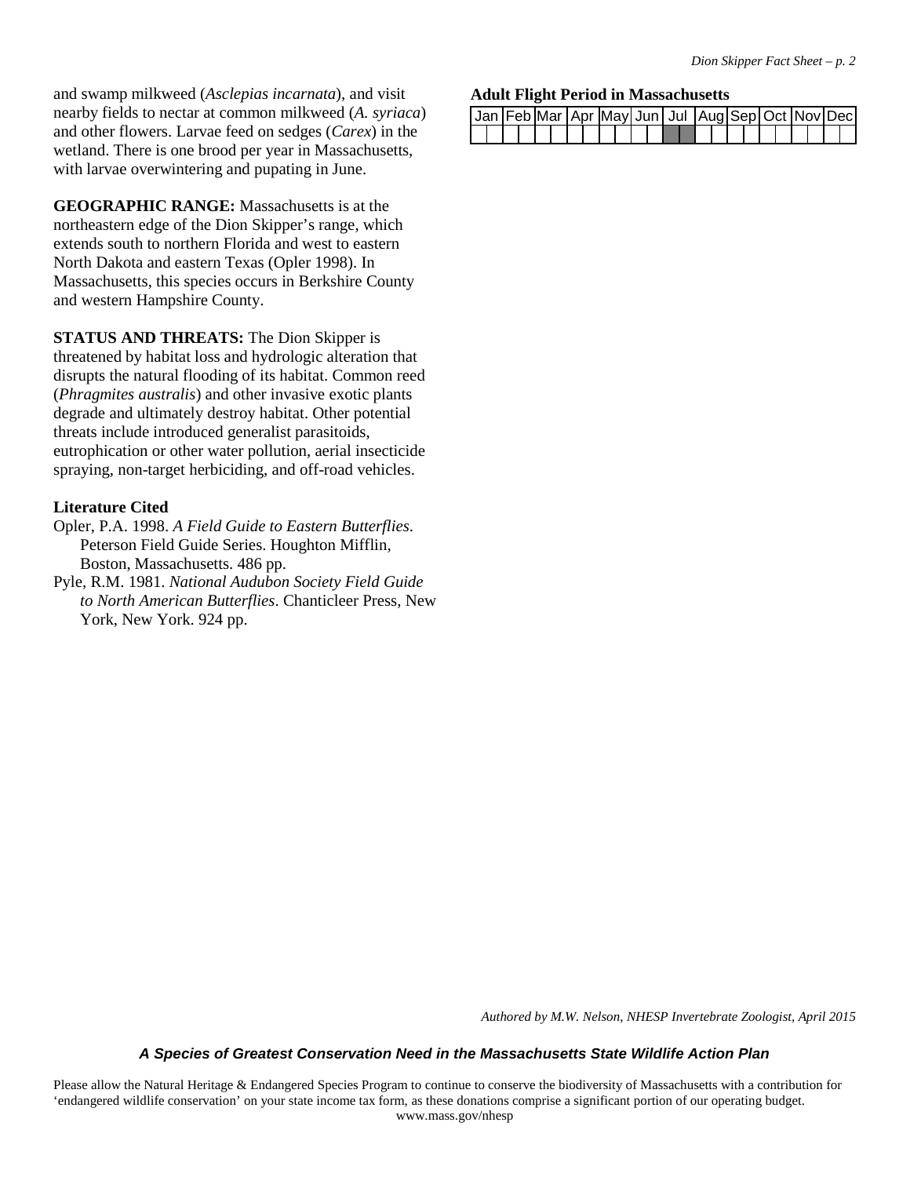and swamp milkweed (*Asclepias incarnata*), and visit nearby fields to nectar at common milkweed (*A. syriaca*) and other flowers. Larvae feed on sedges (*Carex*) in the wetland. There is one brood per year in Massachusetts, with larvae overwintering and pupating in June.

**GEOGRAPHIC RANGE:** Massachusetts is at the northeastern edge of the Dion Skipper's range, which extends south to northern Florida and west to eastern North Dakota and eastern Texas (Opler 1998). In Massachusetts, this species occurs in Berkshire County and western Hampshire County.

**STATUS AND THREATS:** The Dion Skipper is threatened by habitat loss and hydrologic alteration that disrupts the natural flooding of its habitat. Common reed (*Phragmites australis*) and other invasive exotic plants degrade and ultimately destroy habitat. Other potential threats include introduced generalist parasitoids, eutrophication or other water pollution, aerial insecticide spraying, non-target herbiciding, and off-road vehicles.

### Literature Cited

Opler, P.A. 1998. *A Field Guide to Eastern Butterflies*. Peterson Field Guide Series. Houghton Mifflin, Boston, Massachusetts. 486 pp.

Pyle, R.M. 1981. *National Audubon Society Field Guide to North American Butterflies*. Chanticleer Press, New York, New York. 924 pp.

### Adult Flight Period in Massachusetts

Jan Feb Mar Apr May Jun Jul Aug Sep Oct Nov Dec

*Authored by M.W. Nelson, NHESP Invertebrate Zoologist, April 2015*

***A Species of Greatest Conservation Need in the Massachusetts State Wildlife Action Plan***

Please allow the Natural Heritage & Endangered Species Program to continue to conserve the biodiversity of Massachusetts with a contribution for 'endangered wildlife conservation' on your state income tax form, as these donations comprise a significant portion of our operating budget. www.mass.gov/nhesp